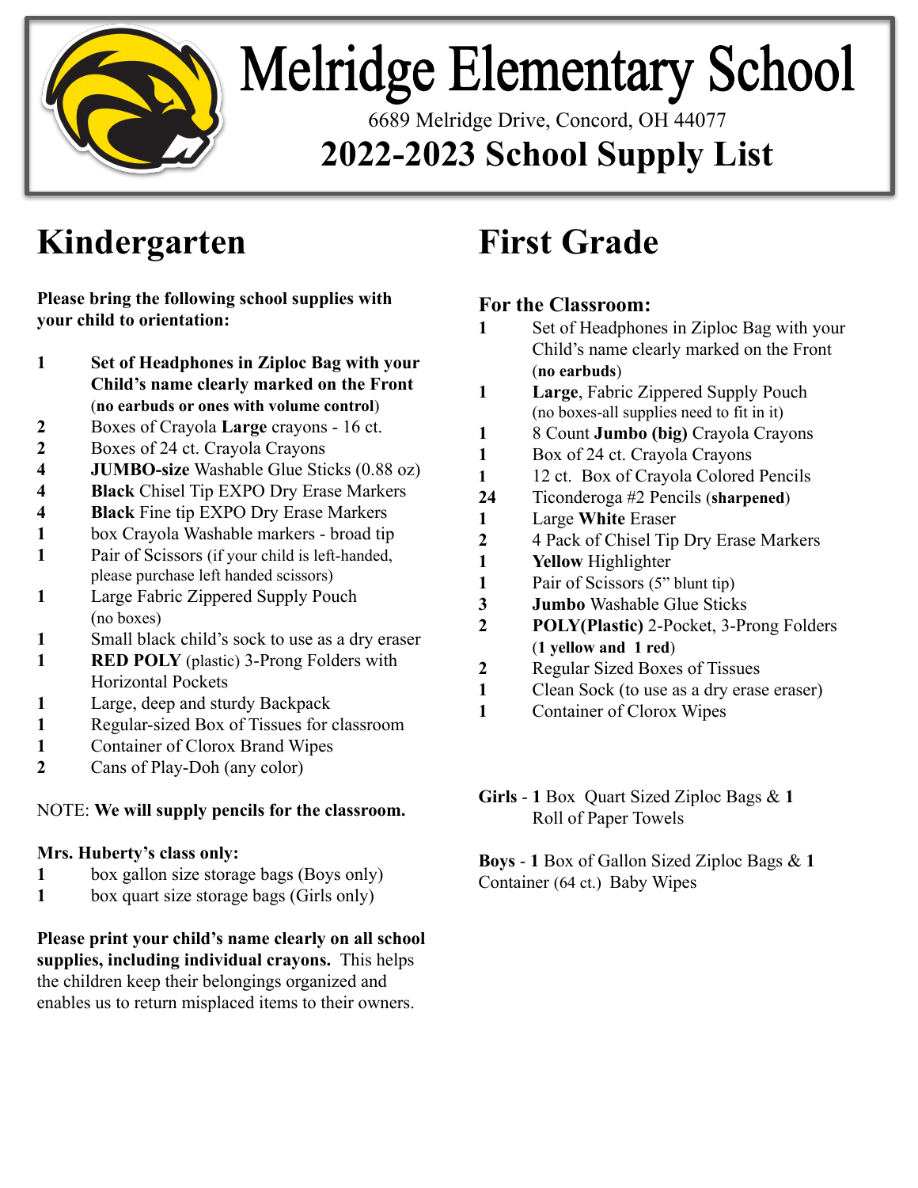# Melridge Elementary School

6689 Melridge Drive, Concord, OH 44077

## 2022-2023 School Supply List

## Kindergarten

**Please bring the following school supplies with your child to orientation:**

- **1** **Set of Headphones in Ziploc Bag with your Child's name clearly marked on the Front (no earbuds or ones with volume control)**
- **2** Boxes of Crayola **Large** crayons - 16 ct.
- **2** Boxes of 24 ct. Crayola Crayons
- **4** **JUMBO-size** Washable Glue Sticks (0.88 oz)
- **4** **Black** Chisel Tip EXPO Dry Erase Markers
- **4** **Black** Fine tip EXPO Dry Erase Markers
- **1** box Crayola Washable markers - broad tip
- **1** Pair of Scissors (if your child is left-handed, please purchase left handed scissors)
- **1** Large Fabric Zippered Supply Pouch (no boxes)
- **1** Small black child's sock to use as a dry eraser
- **1** **RED POLY** (plastic) 3-Prong Folders with Horizontal Pockets
- **1** Large, deep and sturdy Backpack
- **1** Regular-sized Box of Tissues for classroom
- **1** Container of Clorox Brand Wipes
- **2** Cans of Play-Doh (any color)

NOTE: **We will supply pencils for the classroom.**

**Mrs. Huberty's class only:**

- **1** box gallon size storage bags (Boys only)
- **1** box quart size storage bags (Girls only)

**Please print your child's name clearly on all school supplies, including individual crayons.** This helps the children keep their belongings organized and enables us to return misplaced items to their owners.

## First Grade

### For the Classroom:

- **1** Set of Headphones in Ziploc Bag with your Child's name clearly marked on the Front (**no earbuds**)
- **1** **Large**, Fabric Zippered Supply Pouch (no boxes-all supplies need to fit in it)
- **1** 8 Count **Jumbo (big)** Crayola Crayons
- **1** Box of 24 ct. Crayola Crayons
- **1** 12 ct. Box of Crayola Colored Pencils
- **24** Ticonderoga #2 Pencils (**sharpened**)
- **1** Large **White** Eraser
- **2** 4 Pack of Chisel Tip Dry Erase Markers
- **1** **Yellow** Highlighter
- **1** Pair of Scissors (5" blunt tip)
- **3** **Jumbo** Washable Glue Sticks
- **2** **POLY(Plastic)** 2-Pocket, 3-Prong Folders (**1 yellow and 1 red**)
- **2** Regular Sized Boxes of Tissues
- **1** Clean Sock (to use as a dry erase eraser)
- **1** Container of Clorox Wipes

**Girls** - **1** Box Quart Sized Ziploc Bags & **1** Roll of Paper Towels

**Boys** - **1** Box of Gallon Sized Ziploc Bags & **1** Container (64 ct.) Baby Wipes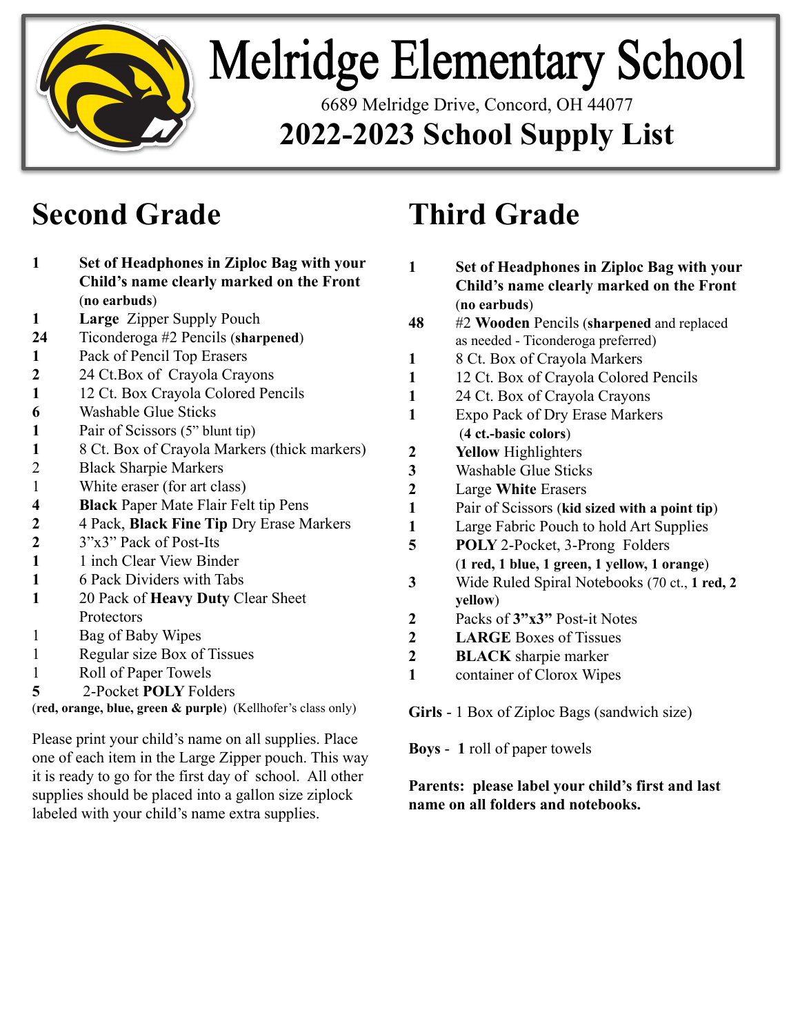# Melridge Elementary School

6689 Melridge Drive, Concord, OH 44077

## 2022-2023 School Supply List

## Second Grade

- **1** **Set of Headphones in Ziploc Bag with your Child's name clearly marked on the Front (no earbuds)**
- **1** **Large** Zipper Supply Pouch
- **24** Ticonderoga #2 Pencils (**sharpened**)
- **1** Pack of Pencil Top Erasers
- **2** 24 Ct.Box of Crayola Crayons
- **1** 12 Ct. Box Crayola Colored Pencils
- **6** Washable Glue Sticks
- **1** Pair of Scissors (5" blunt tip)
- **1** 8 Ct. Box of Crayola Markers (thick markers)
- 2 Black Sharpie Markers
- 1 White eraser (for art class)
- **4** **Black** Paper Mate Flair Felt tip Pens
- **2** 4 Pack, **Black Fine Tip** Dry Erase Markers
- **2** 3"x3" Pack of Post-Its
- **1** 1 inch Clear View Binder
- **1** 6 Pack Dividers with Tabs
- **1** 20 Pack of **Heavy Duty** Clear Sheet Protectors
- 1 Bag of Baby Wipes
- 1 Regular size Box of Tissues
- 1 Roll of Paper Towels
- **5** 2-Pocket **POLY** Folders (**red, orange, blue, green & purple**) (Kellhofer's class only)

Please print your child's name on all supplies. Place one of each item in the Large Zipper pouch. This way it is ready to go for the first day of school. All other supplies should be placed into a gallon size ziplock labeled with your child's name extra supplies.

## Third Grade

- **1** **Set of Headphones in Ziploc Bag with your Child's name clearly marked on the Front (no earbuds)**
- **48** #2 **Wooden** Pencils (**sharpened** and replaced as needed - Ticonderoga preferred)
- **1** 8 Ct. Box of Crayola Markers
- **1** 12 Ct. Box of Crayola Colored Pencils
- **1** 24 Ct. Box of Crayola Crayons
- **1** Expo Pack of Dry Erase Markers (**4 ct.-basic colors**)
- **2** **Yellow** Highlighters
- **3** Washable Glue Sticks
- **2** Large **White** Erasers
- **1** Pair of Scissors (**kid sized with a point tip**)
- **1** Large Fabric Pouch to hold Art Supplies
- **5** **POLY** 2-Pocket, 3-Prong Folders (**1 red, 1 blue, 1 green, 1 yellow, 1 orange**)
- **3** Wide Ruled Spiral Notebooks (70 ct., **1 red, 2 yellow**)
- **2** Packs of **3"x3"** Post-it Notes
- **2** **LARGE** Boxes of Tissues
- **2** **BLACK** sharpie marker
- **1** container of Clorox Wipes

**Girls** - 1 Box of Ziploc Bags (sandwich size)

**Boys** - **1** roll of paper towels

**Parents: please label your child's first and last name on all folders and notebooks.**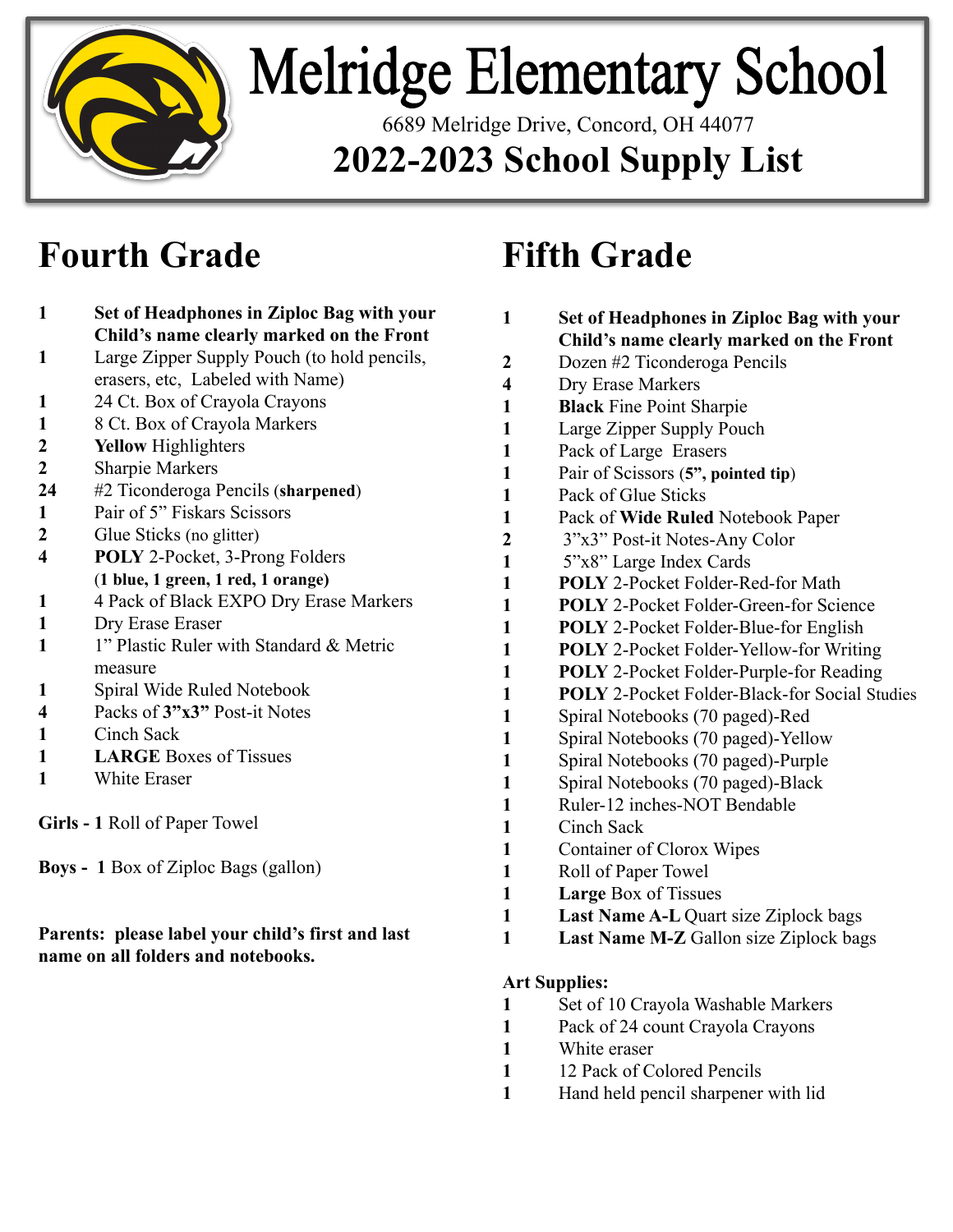# Melridge Elementary School

6689 Melridge Drive, Concord, OH 44077

## 2022-2023 School Supply List

## Fourth Grade

| | |
|---|---|
| 1 | **Set of Headphones in Ziploc Bag with your Child's name clearly marked on the Front** |
| 1 | Large Zipper Supply Pouch (to hold pencils, erasers, etc, Labeled with Name) |
| 1 | 24 Ct. Box of Crayola Crayons |
| 1 | 8 Ct. Box of Crayola Markers |
| 2 | **Yellow** Highlighters |
| 2 | Sharpie Markers |
| 24 | #2 Ticonderoga Pencils (**sharpened**) |
| 1 | Pair of 5" Fiskars Scissors |
| 2 | Glue Sticks (no glitter) |
| 4 | **POLY** 2-Pocket, 3-Prong Folders (**1 blue, 1 green, 1 red, 1 orange)** |
| 1 | 4 Pack of Black EXPO Dry Erase Markers |
| 1 | Dry Erase Eraser |
| 1 | 1" Plastic Ruler with Standard & Metric measure |
| 1 | Spiral Wide Ruled Notebook |
| 4 | Packs of **3"x3"** Post-it Notes |
| 1 | Cinch Sack |
| 1 | **LARGE** Boxes of Tissues |
| 1 | White Eraser |

**Girls - 1** Roll of Paper Towel

**Boys - 1** Box of Ziploc Bags (gallon)

**Parents: please label your child's first and last name on all folders and notebooks.**

## Fifth Grade

| | |
|---|---|
| 1 | **Set of Headphones in Ziploc Bag with your Child's name clearly marked on the Front** |
| 2 | Dozen #2 Ticonderoga Pencils |
| 4 | Dry Erase Markers |
| 1 | **Black** Fine Point Sharpie |
| 1 | Large Zipper Supply Pouch |
| 1 | Pack of Large Erasers |
| 1 | Pair of Scissors (**5", pointed tip**) |
| 1 | Pack of Glue Sticks |
| 1 | Pack of **Wide Ruled** Notebook Paper |
| 2 | 3"x3" Post-it Notes-Any Color |
| 1 | 5"x8" Large Index Cards |
| 1 | **POLY** 2-Pocket Folder-Red-for Math |
| 1 | **POLY** 2-Pocket Folder-Green-for Science |
| 1 | **POLY** 2-Pocket Folder-Blue-for English |
| 1 | **POLY** 2-Pocket Folder-Yellow-for Writing |
| 1 | **POLY** 2-Pocket Folder-Purple-for Reading |
| 1 | **POLY** 2-Pocket Folder-Black-for Social Studies |
| 1 | Spiral Notebooks (70 paged)-Red |
| 1 | Spiral Notebooks (70 paged)-Yellow |
| 1 | Spiral Notebooks (70 paged)-Purple |
| 1 | Spiral Notebooks (70 paged)-Black |
| 1 | Ruler-12 inches-NOT Bendable |
| 1 | Cinch Sack |
| 1 | Container of Clorox Wipes |
| 1 | Roll of Paper Towel |
| 1 | **Large** Box of Tissues |
| 1 | **Last Name A-L** Quart size Ziplock bags |
| 1 | **Last Name M-Z** Gallon size Ziplock bags |

**Art Supplies:**

| | |
|---|---|
| 1 | Set of 10 Crayola Washable Markers |
| 1 | Pack of 24 count Crayola Crayons |
| 1 | White eraser |
| 1 | 12 Pack of Colored Pencils |
| 1 | Hand held pencil sharpener with lid |